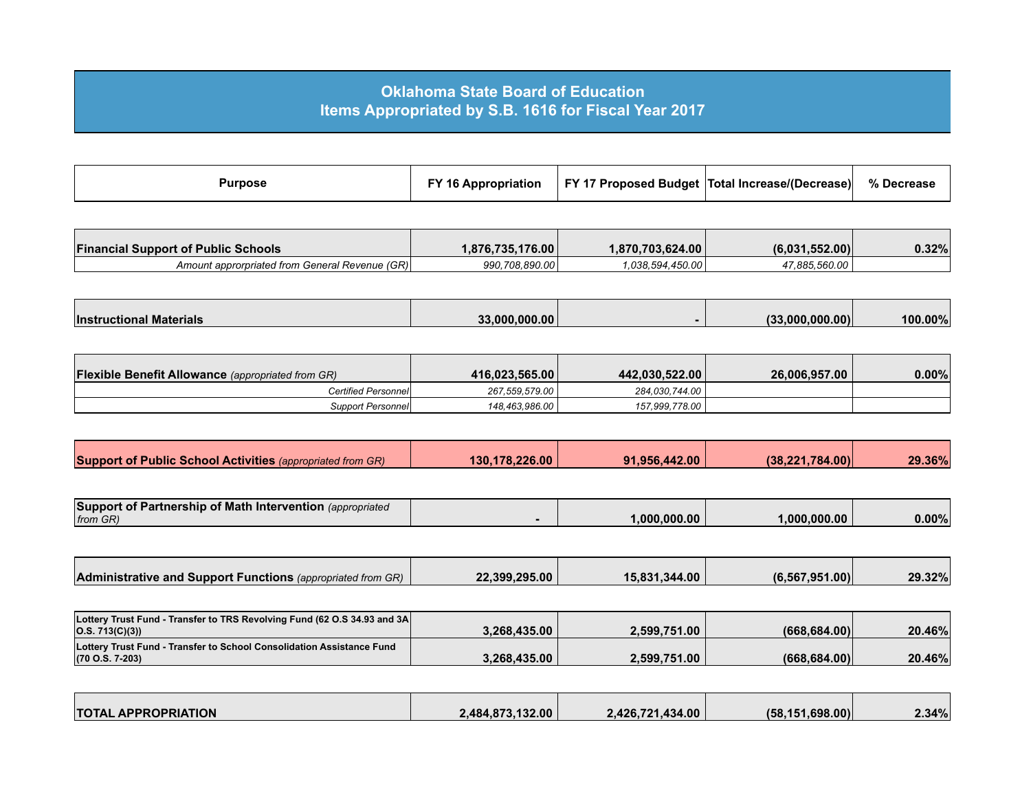# Oklahoma State Board of Education
## Items Appropriated by S.B. 1616 for Fiscal Year 2017

| Purpose | FY 16 Appropriation | FY 17 Proposed Budget | Total Increase/(Decrease) | % Decrease |
|---|---|---|---|---|
| **Financial Support of Public Schools** | **1,876,735,176.00** | **1,870,703,624.00** | **(6,031,552.00)** | **0.32%** |
| *Amount apprmedian from General Revenue (GR)* | *990,708,890.00* | *1,038,594,450.00* | *47,885,560.00* | |
| **Instructional Materials** | **33,000,000.00** | **-** | **(33,000,000.00)** | **100.00%** |
| **Flexible Benefit Allowance** *(appropriated from GR)* | **416,023,565.00** | **442,030,522.00** | **26,006,957.00** | **0.00%** |
| *Certified Personnel* | *267,559,579.00* | *284,030,744.00* | | |
| *Support Personnel* | *148,463,986.00* | *157,999,778.00* | | |
| **Support of Public School Activities** *(appropriated from GR)* | **130,178,226.00** | **91,956,442.00** | **(38,221,784.00)** | **29.36%** |
| **Support of Partnership of Math Intervention** *(appropriated from GR)* | **-** | **1,000,000.00** | **1,000,000.00** | **0.00%** |
| **Administrative and Support Functions** *(appropriated from GR)* | **22,399,295.00** | **15,831,344.00** | **(6,567,951.00)** | **29.32%** |
| **Lottery Trust Fund - Transfer to TRS Revolving Fund (62 O.S 34.93 and 3A O.S. 713(C)(3))** | **3,268,435.00** | **2,599,751.00** | **(668,684.00)** | **20.46%** |
| **Lottery Trust Fund - Transfer to School Consolidation Assistance Fund (70 O.S. 7-203)** | **3,268,435.00** | **2,599,751.00** | **(668,684.00)** | **20.46%** |
| **TOTAL APPROPRIATION** | **2,484,873,132.00** | **2,426,721,434.00** | **(58,151,698.00)** | **2.34%** |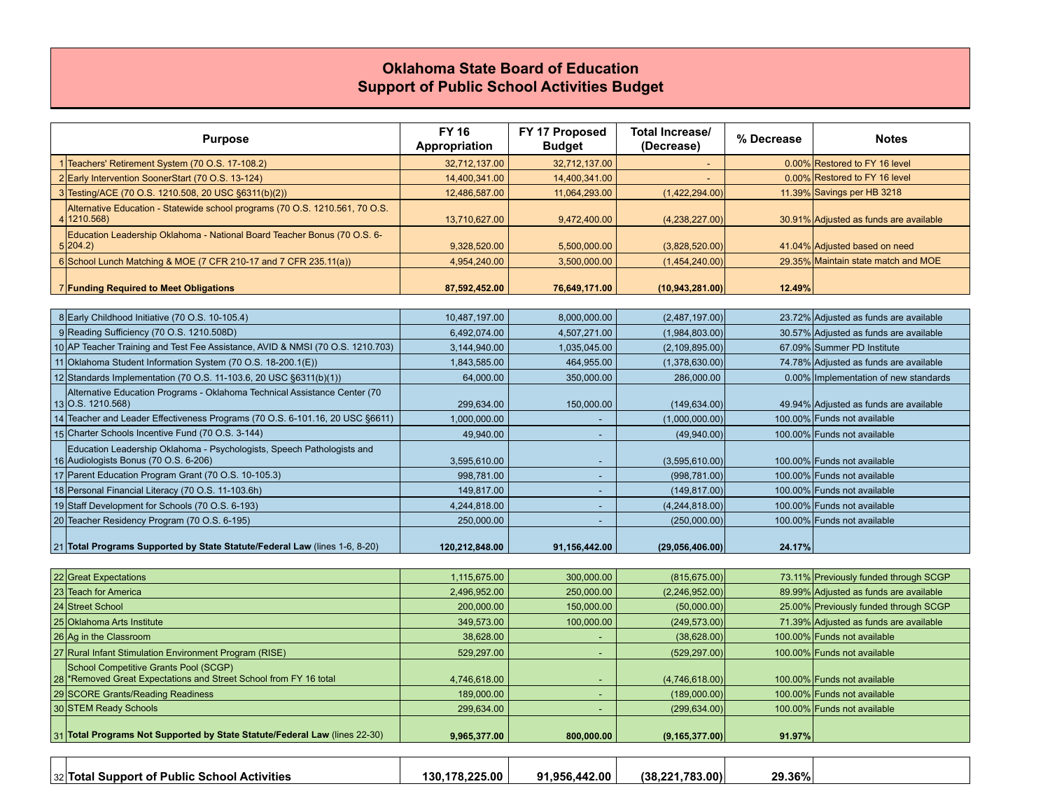# Oklahoma State Board of Education
## Support of Public School Activities Budget

| | Purpose | FY 16 Appropriation | FY 17 Proposed Budget | Total Increase/ (Decrease) | % Decrease | Notes |
|---|---|---|---|---|---|---|
| 1 | Teachers' Retirement System (70 O.S. 17-108.2) | 32,712,137.00 | 32,712,137.00 | - | 0.00% | Restored to FY 16 level |
| 2 | Early Intervention SoonerStart (70 O.S. 13-124) | 14,400,341.00 | 14,400,341.00 | - | 0.00% | Restored to FY 16 level |
| 3 | Testing/ACE (70 O.S. 1210.508, 20 USC §6311(b)(2)) | 12,486,587.00 | 11,064,293.00 | (1,422,294.00) | 11.39% | Savings per HB 3218 |
| 4 | Alternative Education - Statewide school programs (70 O.S. 1210.561, 70 O.S. 1210.568) | 13,710,627.00 | 9,472,400.00 | (4,238,227.00) | 30.91% | Adjusted as funds are available |
| 5 | Education Leadership Oklahoma - National Board Teacher Bonus (70 O.S. 6-204.2) | 9,328,520.00 | 5,500,000.00 | (3,828,520.00) | 41.04% | Adjusted based on need |
| 6 | School Lunch Matching & MOE (7 CFR 210-17 and 7 CFR 235.11(a)) | 4,954,240.00 | 3,500,000.00 | (1,454,240.00) | 29.35% | Maintain state match and MOE |
| 7 | **Funding Required to Meet Obligations** | **87,592,452.00** | **76,649,171.00** | **(10,943,281.00)** | **12.49%** | |
| 8 | Early Childhood Initiative (70 O.S. 10-105.4) | 10,487,197.00 | 8,000,000.00 | (2,487,197.00) | 23.72% | Adjusted as funds are available |
| 9 | Reading Sufficiency (70 O.S. 1210.508D) | 6,492,074.00 | 4,507,271.00 | (1,984,803.00) | 30.57% | Adjusted as funds are available |
| 10 | AP Teacher Training and Test Fee Assistance, AVID & NMSI (70 O.S. 1210.703) | 3,144,940.00 | 1,035,045.00 | (2,109,895.00) | 67.09% | Summer PD Institute |
| 11 | Oklahoma Student Information System (70 O.S. 18-200.1(E)) | 1,843,585.00 | 464,955.00 | (1,378,630.00) | 74.78% | Adjusted as funds are available |
| 12 | Standards Implementation (70 O.S. 11-103.6, 20 USC §6311(b)(1)) | 64,000.00 | 350,000.00 | 286,000.00 | 0.00% | Implementation of new standards |
| 13 | Alternative Education Programs - Oklahoma Technical Assistance Center (70 O.S. 1210.568) | 299,634.00 | 150,000.00 | (149,634.00) | 49.94% | Adjusted as funds are available |
| 14 | Teacher and Leader Effectiveness Programs (70 O.S. 6-101.16, 20 USC §6611) | 1,000,000.00 | - | (1,000,000.00) | 100.00% | Funds not available |
| 15 | Charter Schools Incentive Fund (70 O.S. 3-144) | 49,940.00 | - | (49,940.00) | 100.00% | Funds not available |
| 16 | Education Leadership Oklahoma - Psychologists, Speech Pathologists and Audiologists Bonus (70 O.S. 6-206) | 3,595,610.00 | - | (3,595,610.00) | 100.00% | Funds not available |
| 17 | Parent Education Program Grant (70 O.S. 10-105.3) | 998,781.00 | - | (998,781.00) | 100.00% | Funds not available |
| 18 | Personal Financial Literacy (70 O.S. 11-103.6h) | 149,817.00 | - | (149,817.00) | 100.00% | Funds not available |
| 19 | Staff Development for Schools (70 O.S. 6-193) | 4,244,818.00 | - | (4,244,818.00) | 100.00% | Funds not available |
| 20 | Teacher Residency Program (70 O.S. 6-195) | 250,000.00 | - | (250,000.00) | 100.00% | Funds not available |
| 21 | **Total Programs Supported by State Statute/Federal Law** (lines 1-6, 8-20) | **120,212,848.00** | **91,156,442.00** | **(29,056,406.00)** | **24.17%** | |
| 22 | Great Expectations | 1,115,675.00 | 300,000.00 | (815,675.00) | 73.11% | Previously funded through SCGP |
| 23 | Teach for America | 2,496,952.00 | 250,000.00 | (2,246,952.00) | 89.99% | Adjusted as funds are available |
| 24 | Street School | 200,000.00 | 150,000.00 | (50,000.00) | 25.00% | Previously funded through SCGP |
| 25 | Oklahoma Arts Institute | 349,573.00 | 100,000.00 | (249,573.00) | 71.39% | Adjusted as funds are available |
| 26 | Ag in the Classroom | 38,628.00 | - | (38,628.00) | 100.00% | Funds not available |
| 27 | Rural Infant Stimulation Environment Program (RISE) | 529,297.00 | - | (529,297.00) | 100.00% | Funds not available |
| 28 | School Competitive Grants Pool (SCGP) *Removed Great Expectations and Street School from FY 16 total | 4,746,618.00 | - | (4,746,618.00) | 100.00% | Funds not available |
| 29 | SCORE Grants/Reading Readiness | 189,000.00 | - | (189,000.00) | 100.00% | Funds not available |
| 30 | STEM Ready Schools | 299,634.00 | - | (299,634.00) | 100.00% | Funds not available |
| 31 | **Total Programs Not Supported by State Statute/Federal Law** (lines 22-30) | **9,965,377.00** | **800,000.00** | **(9,165,377.00)** | **91.97%** | |
| 32 | **Total Support of Public School Activities** | **130,178,225.00** | **91,956,442.00** | **(38,221,783.00)** | **29.36%** | |